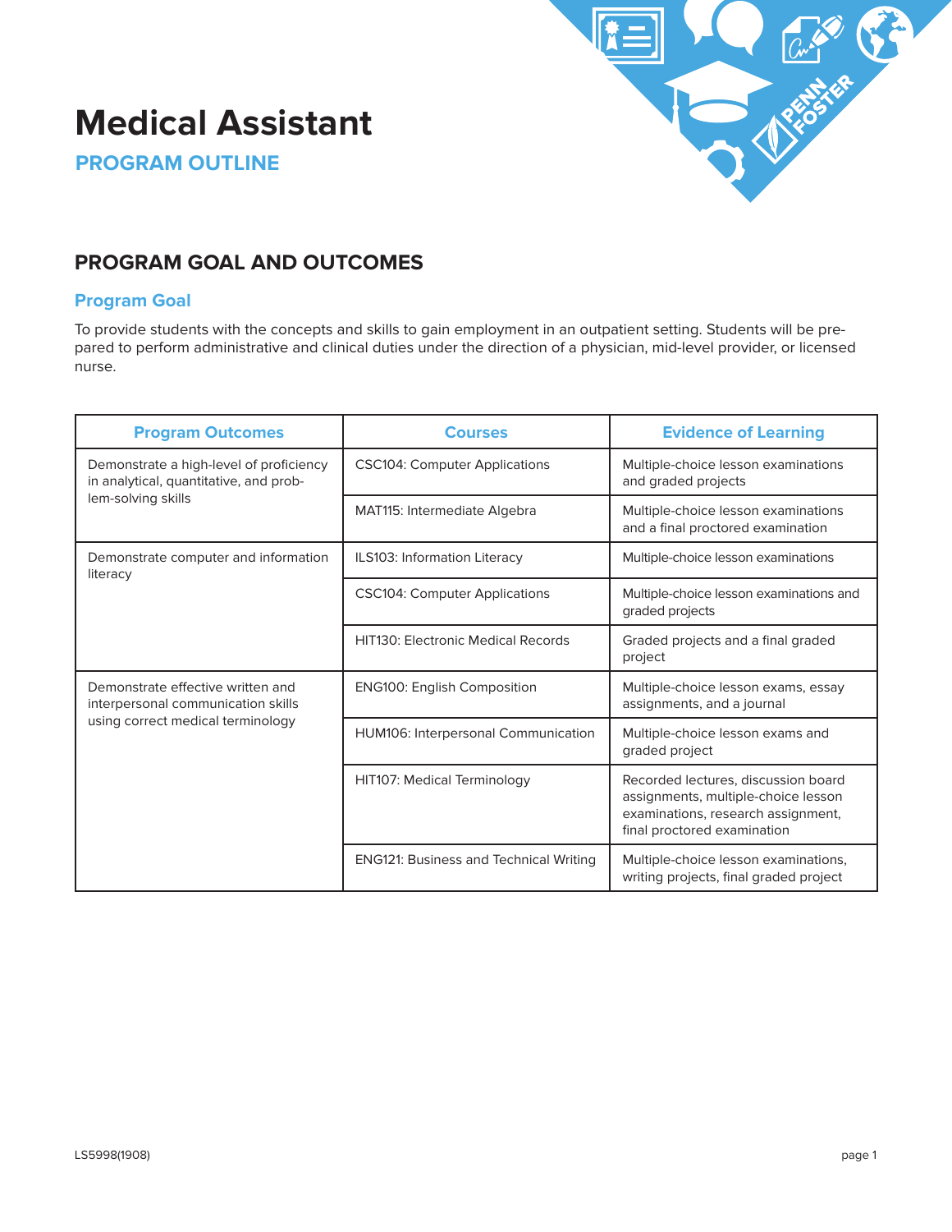# Medical Assistant

## PROGRAM OUTLINE

## PROGRAM GOAL AND OUTCOMES

### Program Goal

To provide students with the concepts and skills to gain employment in an outpatient setting. Students will be prepared to perform administrative and clinical duties under the direction of a physician, mid-level provider, or licensed nurse.

| Program Outcomes | Courses | Evidence of Learning |
|---|---|---|
| Demonstrate a high-level of proficiency in analytical, quantitative, and problem-solving skills | CSC104: Computer Applications | Multiple-choice lesson examinations and graded projects |
| | MAT115: Intermediate Algebra | Multiple-choice lesson examinations and a final proctored examination |
| Demonstrate computer and information literacy | ILS103: Information Literacy | Multiple-choice lesson examinations |
| | CSC104: Computer Applications | Multiple-choice lesson examinations and graded projects |
| | HIT130: Electronic Medical Records | Graded projects and a final graded project |
| Demonstrate effective written and interpersonal communication skills using correct medical terminology | ENG100: English Composition | Multiple-choice lesson exams, essay assignments, and a journal |
| | HUM106: Interpersonal Communication | Multiple-choice lesson exams and graded project |
| | HIT107: Medical Terminology | Recorded lectures, discussion board assignments, multiple-choice lesson examinations, research assignment, final proctored examination |
| | ENG121: Business and Technical Writing | Multiple-choice lesson examinations, writing projects, final graded project |

LS5998(1908)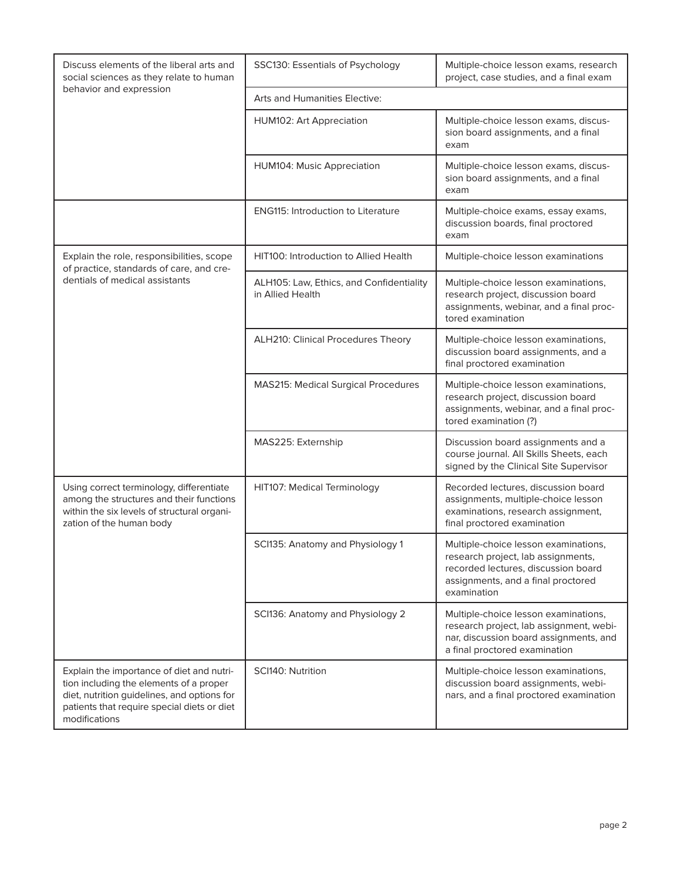| | | |
|---|---|---|
| Discuss elements of the liberal arts and social sciences as they relate to human behavior and expression | SSC130: Essentials of Psychology | Multiple-choice lesson exams, research project, case studies, and a final exam |
| | Arts and Humanities Elective: | |
| | HUM102: Art Appreciation | Multiple-choice lesson exams, discussion board assignments, and a final exam |
| | HUM104: Music Appreciation | Multiple-choice lesson exams, discussion board assignments, and a final exam |
| | ENG115: Introduction to Literature | Multiple-choice exams, essay exams, discussion boards, final proctored exam |
| Explain the role, responsibilities, scope of practice, standards of care, and credentials of medical assistants | HIT100: Introduction to Allied Health | Multiple-choice lesson examinations |
| | ALH105: Law, Ethics, and Confidentiality in Allied Health | Multiple-choice lesson examinations, research project, discussion board assignments, webinar, and a final proctored examination |
| | ALH210: Clinical Procedures Theory | Multiple-choice lesson examinations, discussion board assignments, and a final proctored examination |
| | MAS215: Medical Surgical Procedures | Multiple-choice lesson examinations, research project, discussion board assignments, webinar, and a final proctored examination (?) |
| | MAS225: Externship | Discussion board assignments and a course journal. All Skills Sheets, each signed by the Clinical Site Supervisor |
| Using correct terminology, differentiate among the structures and their functions within the six levels of structural organization of the human body | HIT107: Medical Terminology | Recorded lectures, discussion board assignments, multiple-choice lesson examinations, research assignment, final proctored examination |
| | SCI135: Anatomy and Physiology 1 | Multiple-choice lesson examinations, research project, lab assignments, recorded lectures, discussion board assignments, and a final proctored examination |
| | SCI136: Anatomy and Physiology 2 | Multiple-choice lesson examinations, research project, lab assignment, webinar, discussion board assignments, and a final proctored examination |
| Explain the importance of diet and nutrition including the elements of a proper diet, nutrition guidelines, and options for patients that require special diets or diet modifications | SCI140: Nutrition | Multiple-choice lesson examinations, discussion board assignments, webinars, and a final proctored examination |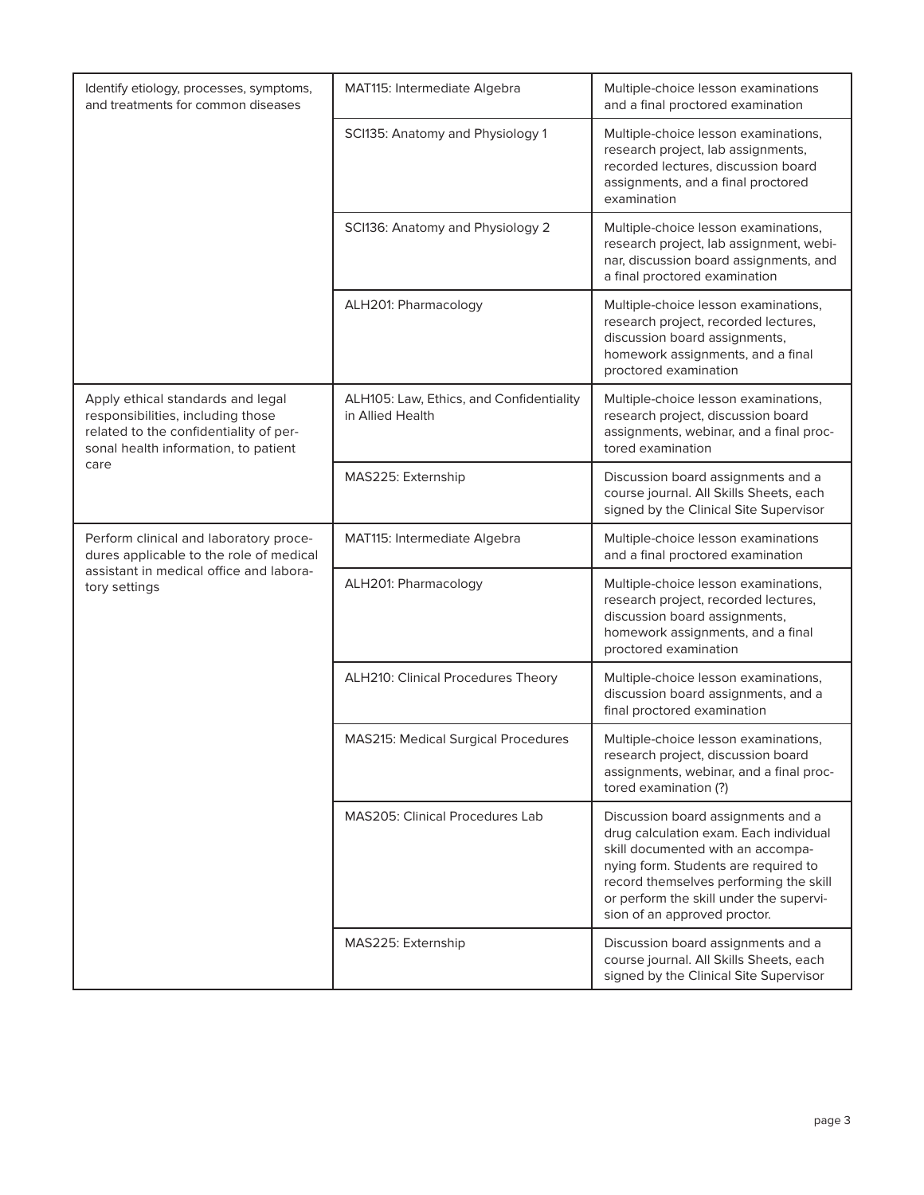| | | |
|---|---|---|
| Identify etiology, processes, symptoms, and treatments for common diseases | MAT115: Intermediate Algebra | Multiple-choice lesson examinations and a final proctored examination |
| | SCI135: Anatomy and Physiology 1 | Multiple-choice lesson examinations, research project, lab assignments, recorded lectures, discussion board assignments, and a final proctored examination |
| | SCI136: Anatomy and Physiology 2 | Multiple-choice lesson examinations, research project, lab assignment, webinar, discussion board assignments, and a final proctored examination |
| | ALH201: Pharmacology | Multiple-choice lesson examinations, research project, recorded lectures, discussion board assignments, homework assignments, and a final proctored examination |
| Apply ethical standards and legal responsibilities, including those related to the confidentiality of personal health information, to patient care | ALH105: Law, Ethics, and Confidentiality in Allied Health | Multiple-choice lesson examinations, research project, discussion board assignments, webinar, and a final proctored examination |
| | MAS225: Externship | Discussion board assignments and a course journal. All Skills Sheets, each signed by the Clinical Site Supervisor |
| Perform clinical and laboratory procedures applicable to the role of medical assistant in medical office and laboratory settings | MAT115: Intermediate Algebra | Multiple-choice lesson examinations and a final proctored examination |
| | ALH201: Pharmacology | Multiple-choice lesson examinations, research project, recorded lectures, discussion board assignments, homework assignments, and a final proctored examination |
| | ALH210: Clinical Procedures Theory | Multiple-choice lesson examinations, discussion board assignments, and a final proctored examination |
| | MAS215: Medical Surgical Procedures | Multiple-choice lesson examinations, research project, discussion board assignments, webinar, and a final proctored examination (?) |
| | MAS205: Clinical Procedures Lab | Discussion board assignments and a drug calculation exam. Each individual skill documented with an accompanying form. Students are required to record themselves performing the skill or perform the skill under the supervision of an approved proctor. |
| | MAS225: Externship | Discussion board assignments and a course journal. All Skills Sheets, each signed by the Clinical Site Supervisor |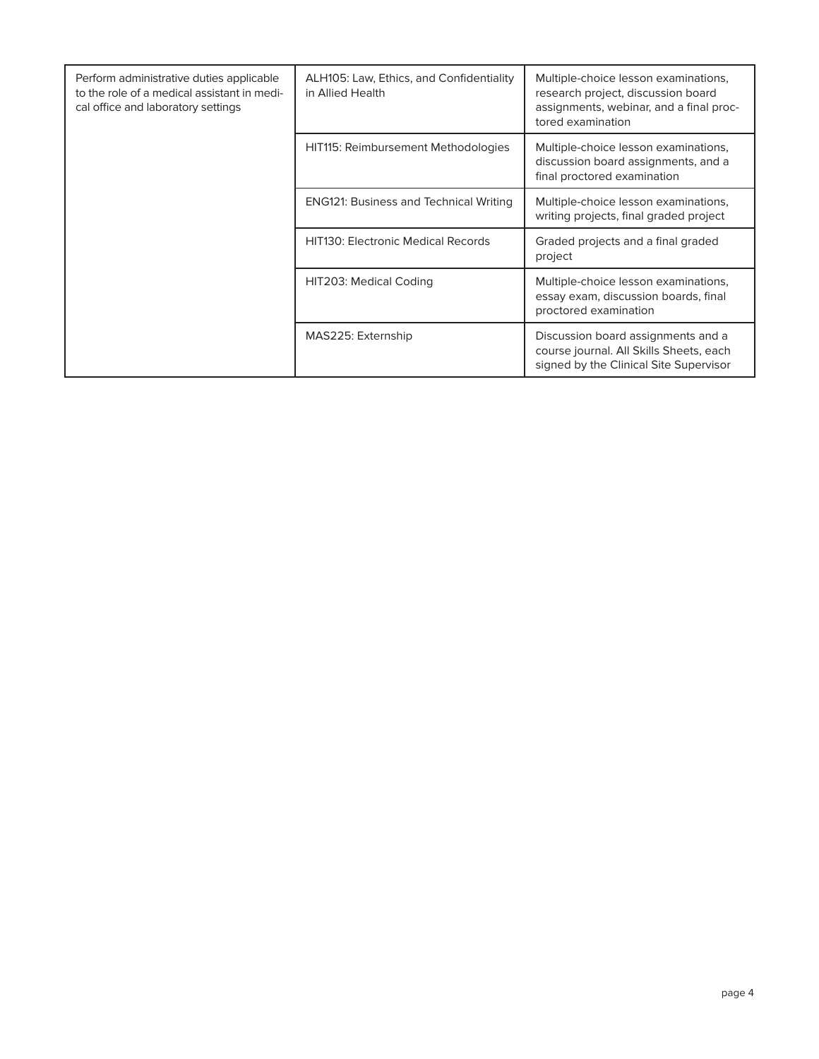| | | |
|---|---|---|
| Perform administrative duties applicable to the role of a medical assistant in medical office and laboratory settings | ALH105: Law, Ethics, and Confidentiality in Allied Health | Multiple-choice lesson examinations, research project, discussion board assignments, webinar, and a final proctored examination |
| | HIT115: Reimbursement Methodologies | Multiple-choice lesson examinations, discussion board assignments, and a final proctored examination |
| | ENG121: Business and Technical Writing | Multiple-choice lesson examinations, writing projects, final graded project |
| | HIT130: Electronic Medical Records | Graded projects and a final graded project |
| | HIT203: Medical Coding | Multiple-choice lesson examinations, essay exam, discussion boards, final proctored examination |
| | MAS225: Externship | Discussion board assignments and a course journal. All Skills Sheets, each signed by the Clinical Site Supervisor |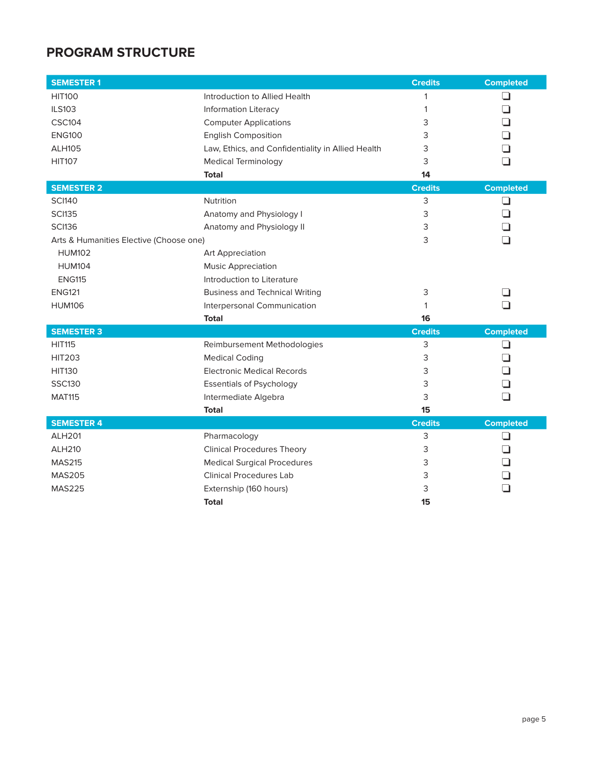## PROGRAM STRUCTURE

| SEMESTER 1 | | Credits | Completed |
|---|---|---|---|
| HIT100 | Introduction to Allied Health | 1 | ❑ |
| ILS103 | Information Literacy | 1 | ❑ |
| CSC104 | Computer Applications | 3 | ❑ |
| ENG100 | English Composition | 3 | ❑ |
| ALH105 | Law, Ethics, and Confidentiality in Allied Health | 3 | ❑ |
| HIT107 | Medical Terminology | 3 | ❑ |
| | **Total** | **14** | |

| SEMESTER 2 | | Credits | Completed |
|---|---|---|---|
| SCI140 | Nutrition | 3 | ❑ |
| SCI135 | Anatomy and Physiology I | 3 | ❑ |
| SCI136 | Anatomy and Physiology II | 3 | ❑ |
| Arts & Humanities Elective (Choose one) | | 3 | ❑ |
| HUM102 | Art Appreciation | | |
| HUM104 | Music Appreciation | | |
| ENG115 | Introduction to Literature | | |
| ENG121 | Business and Technical Writing | 3 | ❑ |
| HUM106 | Interpersonal Communication | 1 | ❑ |
| | **Total** | **16** | |

| SEMESTER 3 | | Credits | Completed |
|---|---|---|---|
| HIT115 | Reimbursement Methodologies | 3 | ❑ |
| HIT203 | Medical Coding | 3 | ❑ |
| HIT130 | Electronic Medical Records | 3 | ❑ |
| SSC130 | Essentials of Psychology | 3 | ❑ |
| MAT115 | Intermediate Algebra | 3 | ❑ |
| | **Total** | **15** | |

| SEMESTER 4 | | Credits | Completed |
|---|---|---|---|
| ALH201 | Pharmacology | 3 | ❑ |
| ALH210 | Clinical Procedures Theory | 3 | ❑ |
| MAS215 | Medical Surgical Procedures | 3 | ❑ |
| MAS205 | Clinical Procedures Lab | 3 | ❑ |
| MAS225 | Externship (160 hours) | 3 | ❑ |
| | **Total** | **15** | |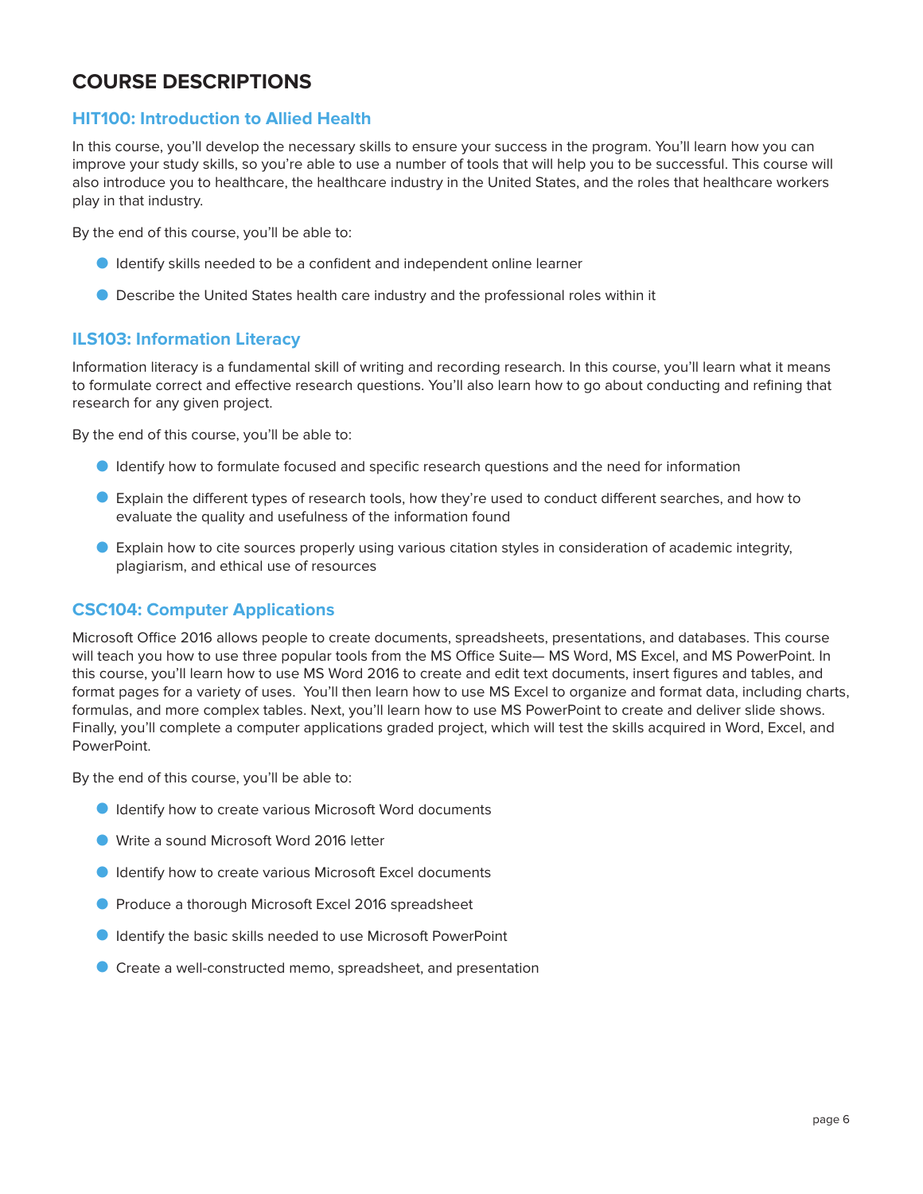# COURSE DESCRIPTIONS

## HIT100: Introduction to Allied Health

In this course, you'll develop the necessary skills to ensure your success in the program. You'll learn how you can improve your study skills, so you're able to use a number of tools that will help you to be successful. This course will also introduce you to healthcare, the healthcare industry in the United States, and the roles that healthcare workers play in that industry.

By the end of this course, you'll be able to:

- Identify skills needed to be a confident and independent online learner
- Describe the United States health care industry and the professional roles within it

## ILS103: Information Literacy

Information literacy is a fundamental skill of writing and recording research. In this course, you'll learn what it means to formulate correct and effective research questions. You'll also learn how to go about conducting and refining that research for any given project.

By the end of this course, you'll be able to:

- Identify how to formulate focused and specific research questions and the need for information
- Explain the different types of research tools, how they're used to conduct different searches, and how to evaluate the quality and usefulness of the information found
- Explain how to cite sources properly using various citation styles in consideration of academic integrity, plagiarism, and ethical use of resources

## CSC104: Computer Applications

Microsoft Office 2016 allows people to create documents, spreadsheets, presentations, and databases. This course will teach you how to use three popular tools from the MS Office Suite— MS Word, MS Excel, and MS PowerPoint. In this course, you'll learn how to use MS Word 2016 to create and edit text documents, insert figures and tables, and format pages for a variety of uses. You'll then learn how to use MS Excel to organize and format data, including charts, formulas, and more complex tables. Next, you'll learn how to use MS PowerPoint to create and deliver slide shows. Finally, you'll complete a computer applications graded project, which will test the skills acquired in Word, Excel, and PowerPoint.

By the end of this course, you'll be able to:

- Identify how to create various Microsoft Word documents
- Write a sound Microsoft Word 2016 letter
- Identify how to create various Microsoft Excel documents
- Produce a thorough Microsoft Excel 2016 spreadsheet
- Identify the basic skills needed to use Microsoft PowerPoint
- Create a well-constructed memo, spreadsheet, and presentation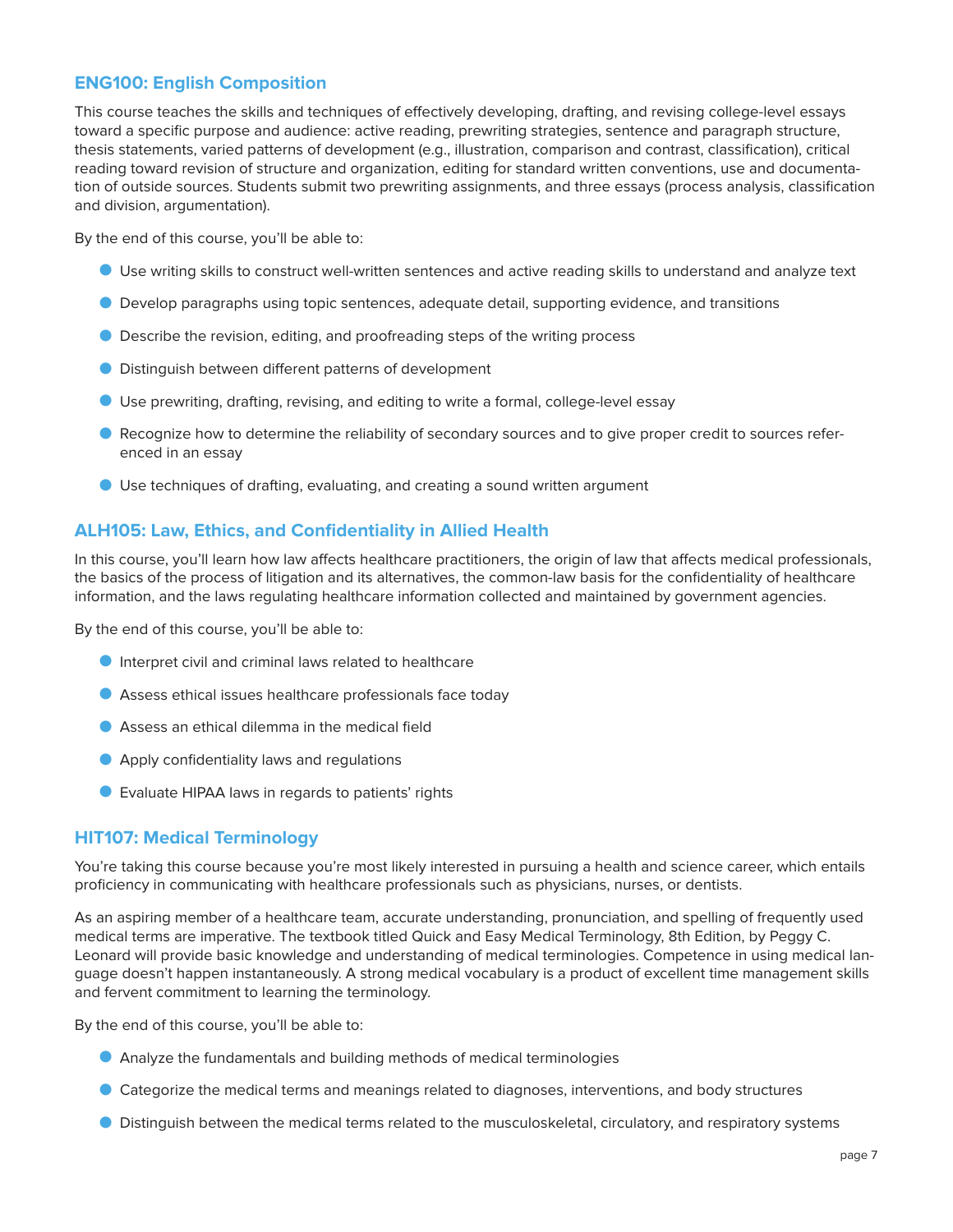### ENG100: English Composition

This course teaches the skills and techniques of effectively developing, drafting, and revising college-level essays toward a specific purpose and audience: active reading, prewriting strategies, sentence and paragraph structure, thesis statements, varied patterns of development (e.g., illustration, comparison and contrast, classification), critical reading toward revision of structure and organization, editing for standard written conventions, use and documentation of outside sources. Students submit two prewriting assignments, and three essays (process analysis, classification and division, argumentation).

By the end of this course, you'll be able to:

- Use writing skills to construct well-written sentences and active reading skills to understand and analyze text
- Develop paragraphs using topic sentences, adequate detail, supporting evidence, and transitions
- Describe the revision, editing, and proofreading steps of the writing process
- Distinguish between different patterns of development
- Use prewriting, drafting, revising, and editing to write a formal, college-level essay
- Recognize how to determine the reliability of secondary sources and to give proper credit to sources referenced in an essay
- Use techniques of drafting, evaluating, and creating a sound written argument

### ALH105: Law, Ethics, and Confidentiality in Allied Health

In this course, you'll learn how law affects healthcare practitioners, the origin of law that affects medical professionals, the basics of the process of litigation and its alternatives, the common-law basis for the confidentiality of healthcare information, and the laws regulating healthcare information collected and maintained by government agencies.

By the end of this course, you'll be able to:

- Interpret civil and criminal laws related to healthcare
- Assess ethical issues healthcare professionals face today
- Assess an ethical dilemma in the medical field
- Apply confidentiality laws and regulations
- Evaluate HIPAA laws in regards to patients' rights

### HIT107: Medical Terminology

You're taking this course because you're most likely interested in pursuing a health and science career, which entails proficiency in communicating with healthcare professionals such as physicians, nurses, or dentists.

As an aspiring member of a healthcare team, accurate understanding, pronunciation, and spelling of frequently used medical terms are imperative. The textbook titled Quick and Easy Medical Terminology, 8th Edition, by Peggy C. Leonard will provide basic knowledge and understanding of medical terminologies. Competence in using medical language doesn't happen instantaneously. A strong medical vocabulary is a product of excellent time management skills and fervent commitment to learning the terminology.

By the end of this course, you'll be able to:

- Analyze the fundamentals and building methods of medical terminologies
- Categorize the medical terms and meanings related to diagnoses, interventions, and body structures
- Distinguish between the medical terms related to the musculoskeletal, circulatory, and respiratory systems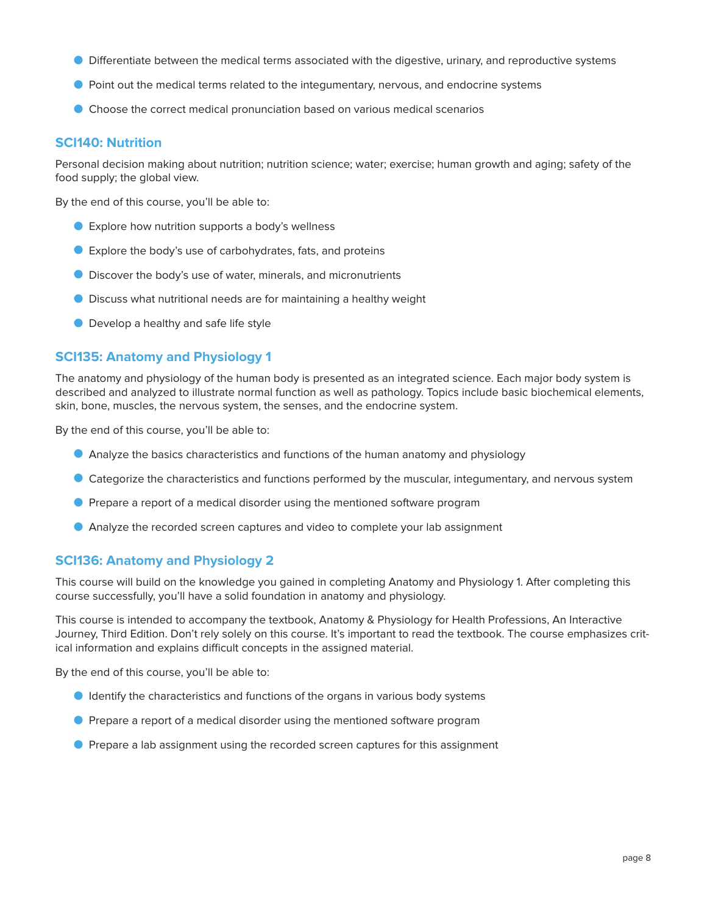- Differentiate between the medical terms associated with the digestive, urinary, and reproductive systems
- Point out the medical terms related to the integumentary, nervous, and endocrine systems
- Choose the correct medical pronunciation based on various medical scenarios

### SCI140: Nutrition

Personal decision making about nutrition; nutrition science; water; exercise; human growth and aging; safety of the food supply; the global view.

By the end of this course, you'll be able to:

- Explore how nutrition supports a body's wellness
- Explore the body's use of carbohydrates, fats, and proteins
- Discover the body's use of water, minerals, and micronutrients
- Discuss what nutritional needs are for maintaining a healthy weight
- Develop a healthy and safe life style

### SCI135: Anatomy and Physiology 1

The anatomy and physiology of the human body is presented as an integrated science. Each major body system is described and analyzed to illustrate normal function as well as pathology. Topics include basic biochemical elements, skin, bone, muscles, the nervous system, the senses, and the endocrine system.

By the end of this course, you'll be able to:

- Analyze the basics characteristics and functions of the human anatomy and physiology
- Categorize the characteristics and functions performed by the muscular, integumentary, and nervous system
- Prepare a report of a medical disorder using the mentioned software program
- Analyze the recorded screen captures and video to complete your lab assignment

### SCI136: Anatomy and Physiology 2

This course will build on the knowledge you gained in completing Anatomy and Physiology 1. After completing this course successfully, you'll have a solid foundation in anatomy and physiology.

This course is intended to accompany the textbook, Anatomy & Physiology for Health Professions, An Interactive Journey, Third Edition. Don't rely solely on this course. It's important to read the textbook. The course emphasizes critical information and explains difficult concepts in the assigned material.

By the end of this course, you'll be able to:

- Identify the characteristics and functions of the organs in various body systems
- Prepare a report of a medical disorder using the mentioned software program
- Prepare a lab assignment using the recorded screen captures for this assignment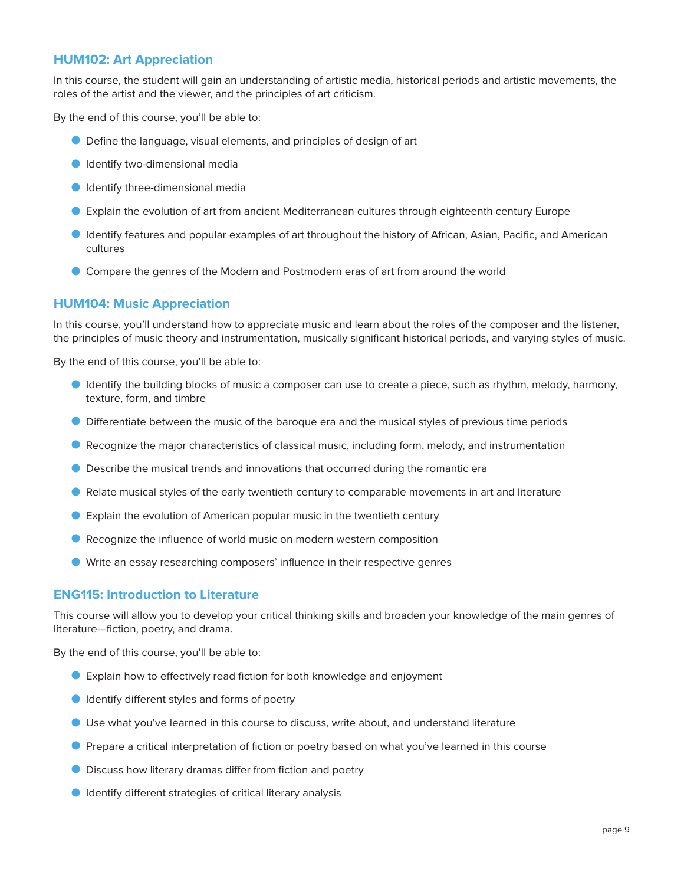### HUM102: Art Appreciation

In this course, the student will gain an understanding of artistic media, historical periods and artistic movements, the roles of the artist and the viewer, and the principles of art criticism.

By the end of this course, you'll be able to:

- Define the language, visual elements, and principles of design of art
- Identify two-dimensional media
- Identify three-dimensional media
- Explain the evolution of art from ancient Mediterranean cultures through eighteenth century Europe
- Identify features and popular examples of art throughout the history of African, Asian, Pacific, and American cultures
- Compare the genres of the Modern and Postmodern eras of art from around the world

### HUM104: Music Appreciation

In this course, you'll understand how to appreciate music and learn about the roles of the composer and the listener, the principles of music theory and instrumentation, musically significant historical periods, and varying styles of music.

By the end of this course, you'll be able to:

- Identify the building blocks of music a composer can use to create a piece, such as rhythm, melody, harmony, texture, form, and timbre
- Differentiate between the music of the baroque era and the musical styles of previous time periods
- Recognize the major characteristics of classical music, including form, melody, and instrumentation
- Describe the musical trends and innovations that occurred during the romantic era
- Relate musical styles of the early twentieth century to comparable movements in art and literature
- Explain the evolution of American popular music in the twentieth century
- Recognize the influence of world music on modern western composition
- Write an essay researching composers' influence in their respective genres

### ENG115: Introduction to Literature

This course will allow you to develop your critical thinking skills and broaden your knowledge of the main genres of literature—fiction, poetry, and drama.

By the end of this course, you'll be able to:

- Explain how to effectively read fiction for both knowledge and enjoyment
- Identify different styles and forms of poetry
- Use what you've learned in this course to discuss, write about, and understand literature
- Prepare a critical interpretation of fiction or poetry based on what you've learned in this course
- Discuss how literary dramas differ from fiction and poetry
- Identify different strategies of critical literary analysis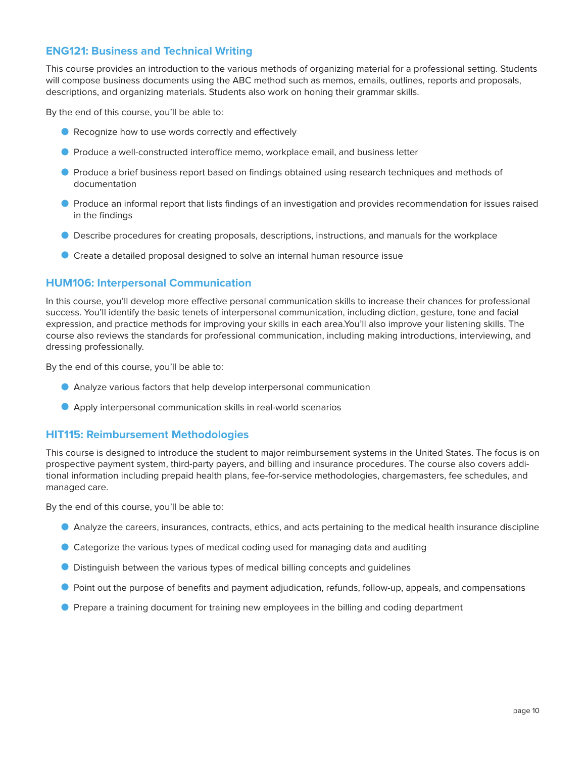## ENG121: Business and Technical Writing

This course provides an introduction to the various methods of organizing material for a professional setting. Students will compose business documents using the ABC method such as memos, emails, outlines, reports and proposals, descriptions, and organizing materials. Students also work on honing their grammar skills.

By the end of this course, you'll be able to:

- Recognize how to use words correctly and effectively
- Produce a well-constructed interoffice memo, workplace email, and business letter
- Produce a brief business report based on findings obtained using research techniques and methods of documentation
- Produce an informal report that lists findings of an investigation and provides recommendation for issues raised in the findings
- Describe procedures for creating proposals, descriptions, instructions, and manuals for the workplace
- Create a detailed proposal designed to solve an internal human resource issue

## HUM106: Interpersonal Communication

In this course, you'll develop more effective personal communication skills to increase their chances for professional success. You'll identify the basic tenets of interpersonal communication, including diction, gesture, tone and facial expression, and practice methods for improving your skills in each area.You'll also improve your listening skills. The course also reviews the standards for professional communication, including making introductions, interviewing, and dressing professionally.

By the end of this course, you'll be able to:

- Analyze various factors that help develop interpersonal communication
- Apply interpersonal communication skills in real-world scenarios

## HIT115: Reimbursement Methodologies

This course is designed to introduce the student to major reimbursement systems in the United States. The focus is on prospective payment system, third-party payers, and billing and insurance procedures. The course also covers additional information including prepaid health plans, fee-for-service methodologies, chargemasters, fee schedules, and managed care.

By the end of this course, you'll be able to:

- Analyze the careers, insurances, contracts, ethics, and acts pertaining to the medical health insurance discipline
- Categorize the various types of medical coding used for managing data and auditing
- Distinguish between the various types of medical billing concepts and guidelines
- Point out the purpose of benefits and payment adjudication, refunds, follow-up, appeals, and compensations
- Prepare a training document for training new employees in the billing and coding department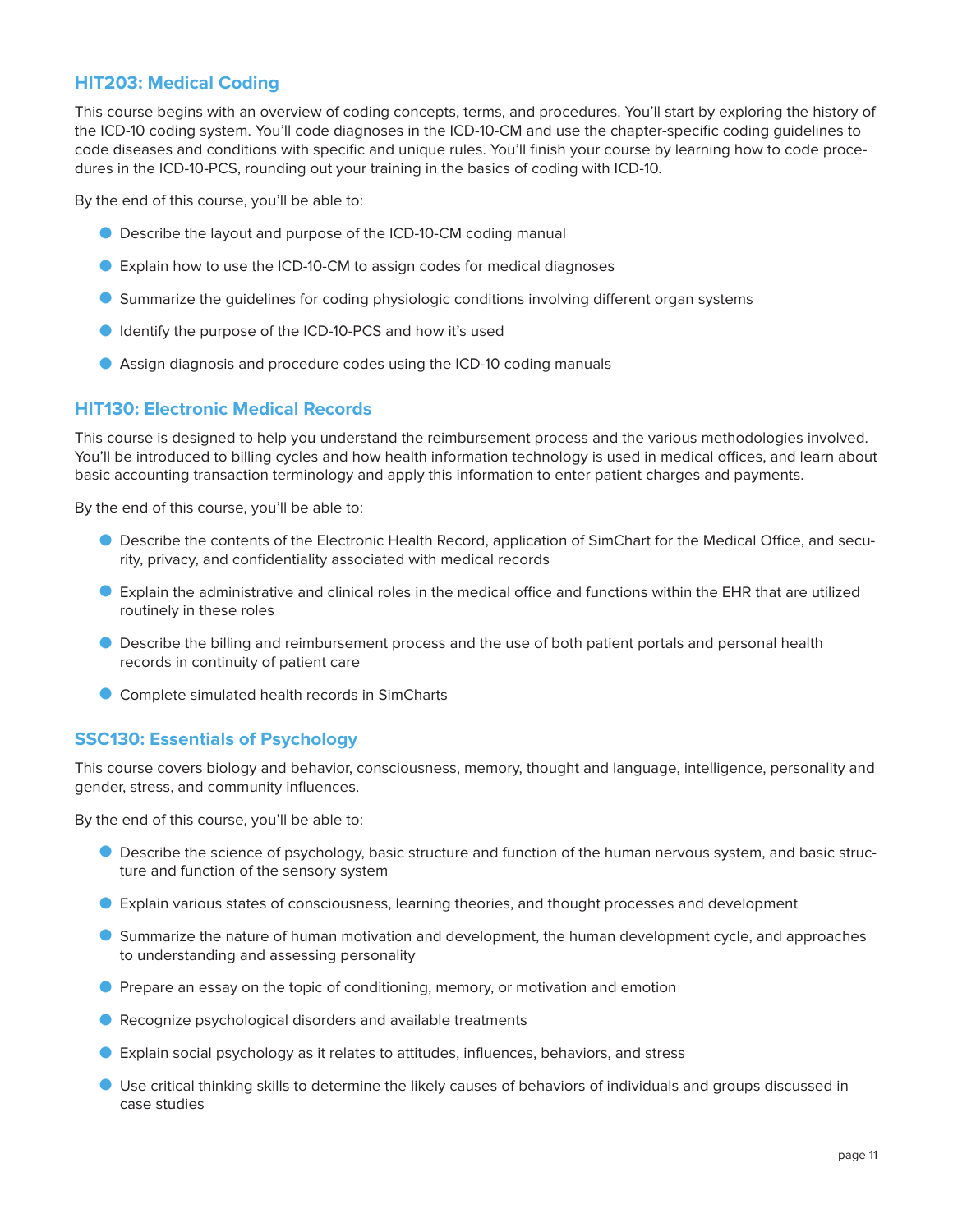### HIT203: Medical Coding

This course begins with an overview of coding concepts, terms, and procedures. You'll start by exploring the history of the ICD-10 coding system. You'll code diagnoses in the ICD-10-CM and use the chapter-specific coding guidelines to code diseases and conditions with specific and unique rules. You'll finish your course by learning how to code procedures in the ICD-10-PCS, rounding out your training in the basics of coding with ICD-10.

By the end of this course, you'll be able to:

- Describe the layout and purpose of the ICD-10-CM coding manual
- Explain how to use the ICD-10-CM to assign codes for medical diagnoses
- Summarize the guidelines for coding physiologic conditions involving different organ systems
- Identify the purpose of the ICD-10-PCS and how it's used
- Assign diagnosis and procedure codes using the ICD-10 coding manuals

### HIT130: Electronic Medical Records

This course is designed to help you understand the reimbursement process and the various methodologies involved. You'll be introduced to billing cycles and how health information technology is used in medical offices, and learn about basic accounting transaction terminology and apply this information to enter patient charges and payments.

By the end of this course, you'll be able to:

- Describe the contents of the Electronic Health Record, application of SimChart for the Medical Office, and security, privacy, and confidentiality associated with medical records
- Explain the administrative and clinical roles in the medical office and functions within the EHR that are utilized routinely in these roles
- Describe the billing and reimbursement process and the use of both patient portals and personal health records in continuity of patient care
- Complete simulated health records in SimCharts

### SSC130: Essentials of Psychology

This course covers biology and behavior, consciousness, memory, thought and language, intelligence, personality and gender, stress, and community influences.

By the end of this course, you'll be able to:

- Describe the science of psychology, basic structure and function of the human nervous system, and basic structure and function of the sensory system
- Explain various states of consciousness, learning theories, and thought processes and development
- Summarize the nature of human motivation and development, the human development cycle, and approaches to understanding and assessing personality
- Prepare an essay on the topic of conditioning, memory, or motivation and emotion
- Recognize psychological disorders and available treatments
- Explain social psychology as it relates to attitudes, influences, behaviors, and stress
- Use critical thinking skills to determine the likely causes of behaviors of individuals and groups discussed in case studies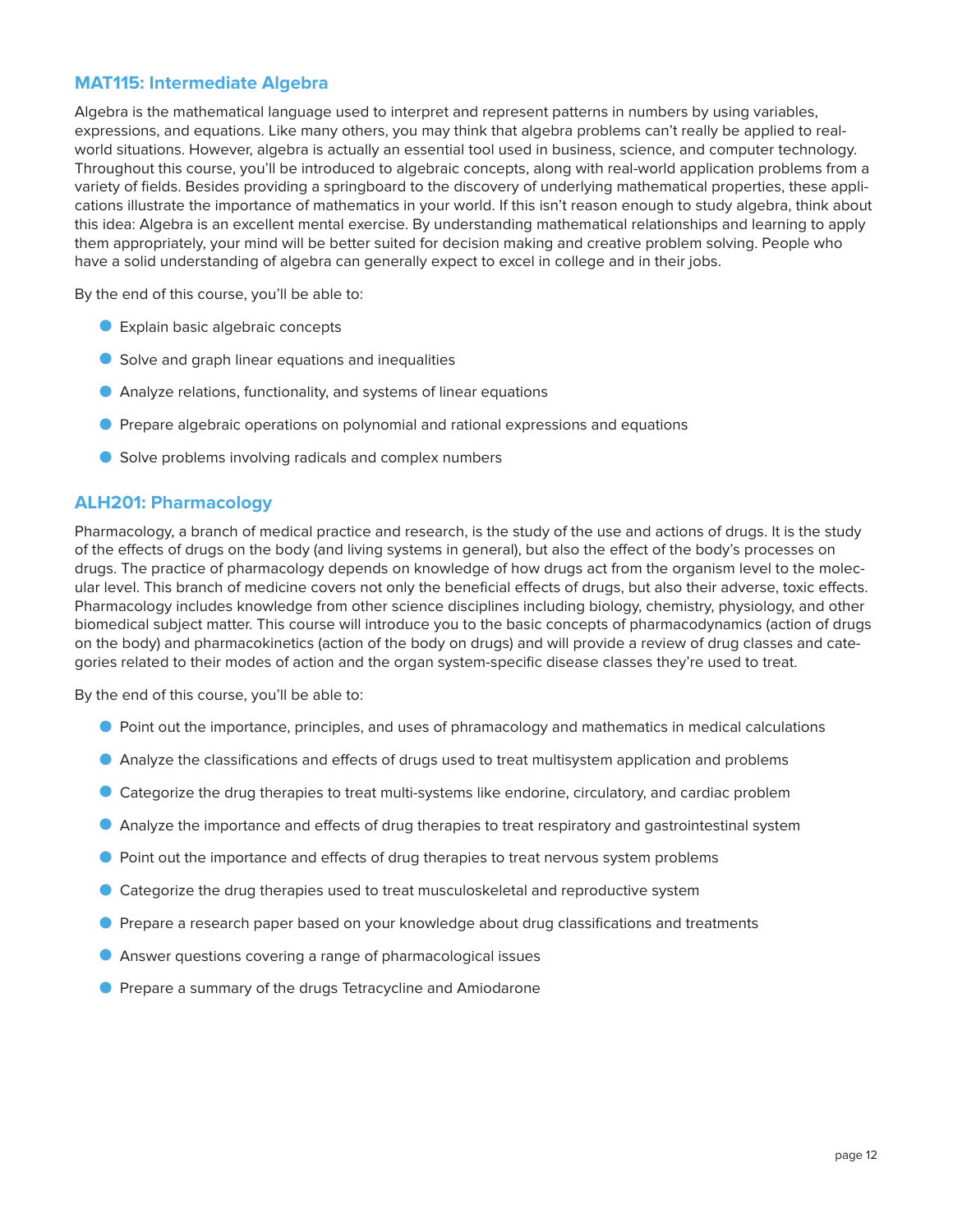## MAT115: Intermediate Algebra

Algebra is the mathematical language used to interpret and represent patterns in numbers by using variables, expressions, and equations. Like many others, you may think that algebra problems can't really be applied to real-world situations. However, algebra is actually an essential tool used in business, science, and computer technology. Throughout this course, you'll be introduced to algebraic concepts, along with real-world application problems from a variety of fields. Besides providing a springboard to the discovery of underlying mathematical properties, these applications illustrate the importance of mathematics in your world. If this isn't reason enough to study algebra, think about this idea: Algebra is an excellent mental exercise. By understanding mathematical relationships and learning to apply them appropriately, your mind will be better suited for decision making and creative problem solving. People who have a solid understanding of algebra can generally expect to excel in college and in their jobs.

By the end of this course, you'll be able to:

- Explain basic algebraic concepts
- Solve and graph linear equations and inequalities
- Analyze relations, functionality, and systems of linear equations
- Prepare algebraic operations on polynomial and rational expressions and equations
- Solve problems involving radicals and complex numbers

## ALH201: Pharmacology

Pharmacology, a branch of medical practice and research, is the study of the use and actions of drugs. It is the study of the effects of drugs on the body (and living systems in general), but also the effect of the body's processes on drugs. The practice of pharmacology depends on knowledge of how drugs act from the organism level to the molecular level. This branch of medicine covers not only the beneficial effects of drugs, but also their adverse, toxic effects. Pharmacology includes knowledge from other science disciplines including biology, chemistry, physiology, and other biomedical subject matter. This course will introduce you to the basic concepts of pharmacodynamics (action of drugs on the body) and pharmacokinetics (action of the body on drugs) and will provide a review of drug classes and categories related to their modes of action and the organ system-specific disease classes they're used to treat.

By the end of this course, you'll be able to:

- Point out the importance, principles, and uses of phramacology and mathematics in medical calculations
- Analyze the classifications and effects of drugs used to treat multisystem application and problems
- Categorize the drug therapies to treat multi-systems like endorine, circulatory, and cardiac problem
- Analyze the importance and effects of drug therapies to treat respiratory and gastrointestinal system
- Point out the importance and effects of drug therapies to treat nervous system problems
- Categorize the drug therapies used to treat musculoskeletal and reproductive system
- Prepare a research paper based on your knowledge about drug classifications and treatments
- Answer questions covering a range of pharmacological issues
- Prepare a summary of the drugs Tetracycline and Amiodarone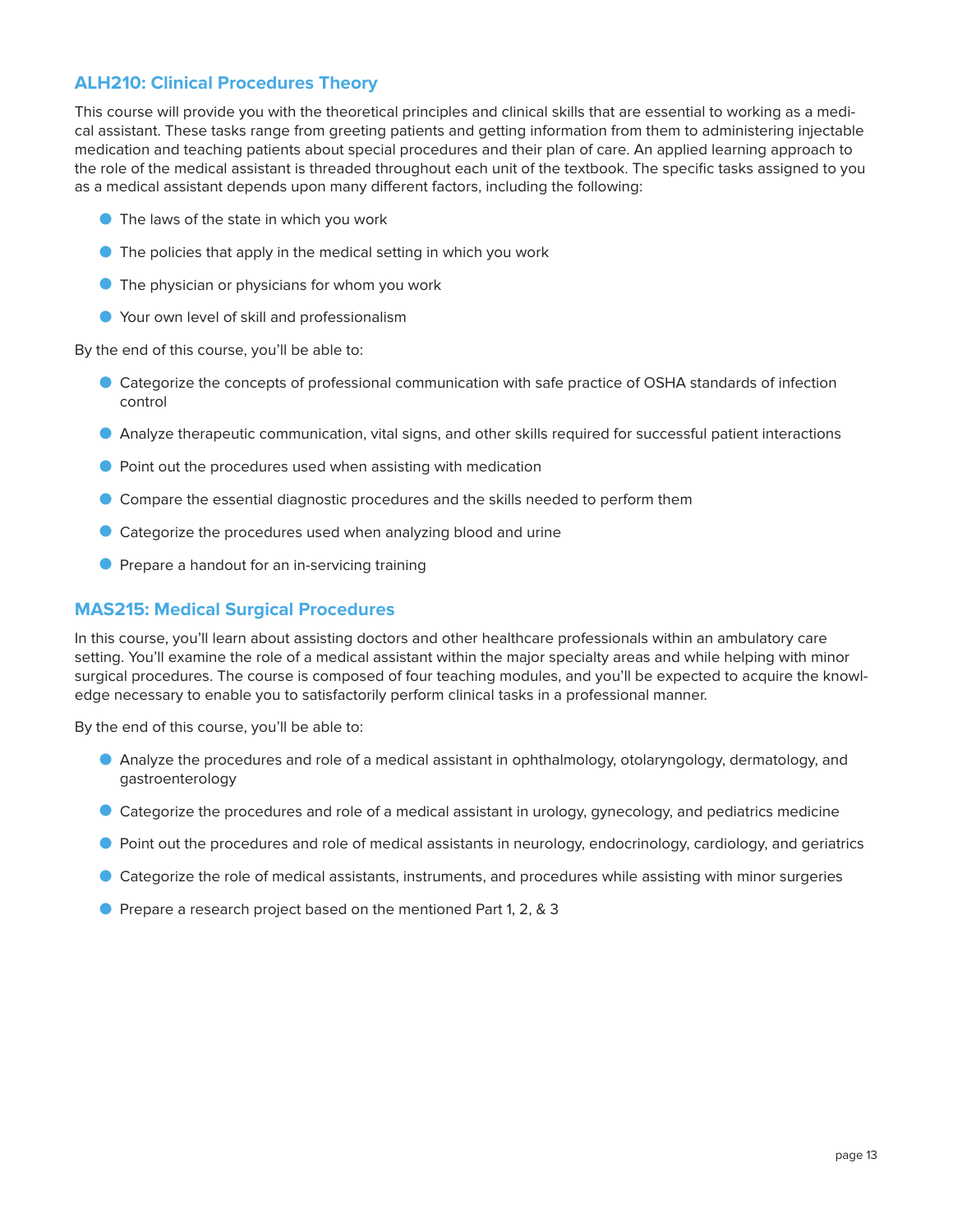## ALH210: Clinical Procedures Theory

This course will provide you with the theoretical principles and clinical skills that are essential to working as a medical assistant. These tasks range from greeting patients and getting information from them to administering injectable medication and teaching patients about special procedures and their plan of care. An applied learning approach to the role of the medical assistant is threaded throughout each unit of the textbook. The specific tasks assigned to you as a medical assistant depends upon many different factors, including the following:

- The laws of the state in which you work
- The policies that apply in the medical setting in which you work
- The physician or physicians for whom you work
- Your own level of skill and professionalism

By the end of this course, you'll be able to:

- Categorize the concepts of professional communication with safe practice of OSHA standards of infection control
- Analyze therapeutic communication, vital signs, and other skills required for successful patient interactions
- Point out the procedures used when assisting with medication
- Compare the essential diagnostic procedures and the skills needed to perform them
- Categorize the procedures used when analyzing blood and urine
- Prepare a handout for an in-servicing training

## MAS215: Medical Surgical Procedures

In this course, you'll learn about assisting doctors and other healthcare professionals within an ambulatory care setting. You'll examine the role of a medical assistant within the major specialty areas and while helping with minor surgical procedures. The course is composed of four teaching modules, and you'll be expected to acquire the knowledge necessary to enable you to satisfactorily perform clinical tasks in a professional manner.

By the end of this course, you'll be able to:

- Analyze the procedures and role of a medical assistant in ophthalmology, otolaryngology, dermatology, and gastroenterology
- Categorize the procedures and role of a medical assistant in urology, gynecology, and pediatrics medicine
- Point out the procedures and role of medical assistants in neurology, endocrinology, cardiology, and geriatrics
- Categorize the role of medical assistants, instruments, and procedures while assisting with minor surgeries
- Prepare a research project based on the mentioned Part 1, 2, & 3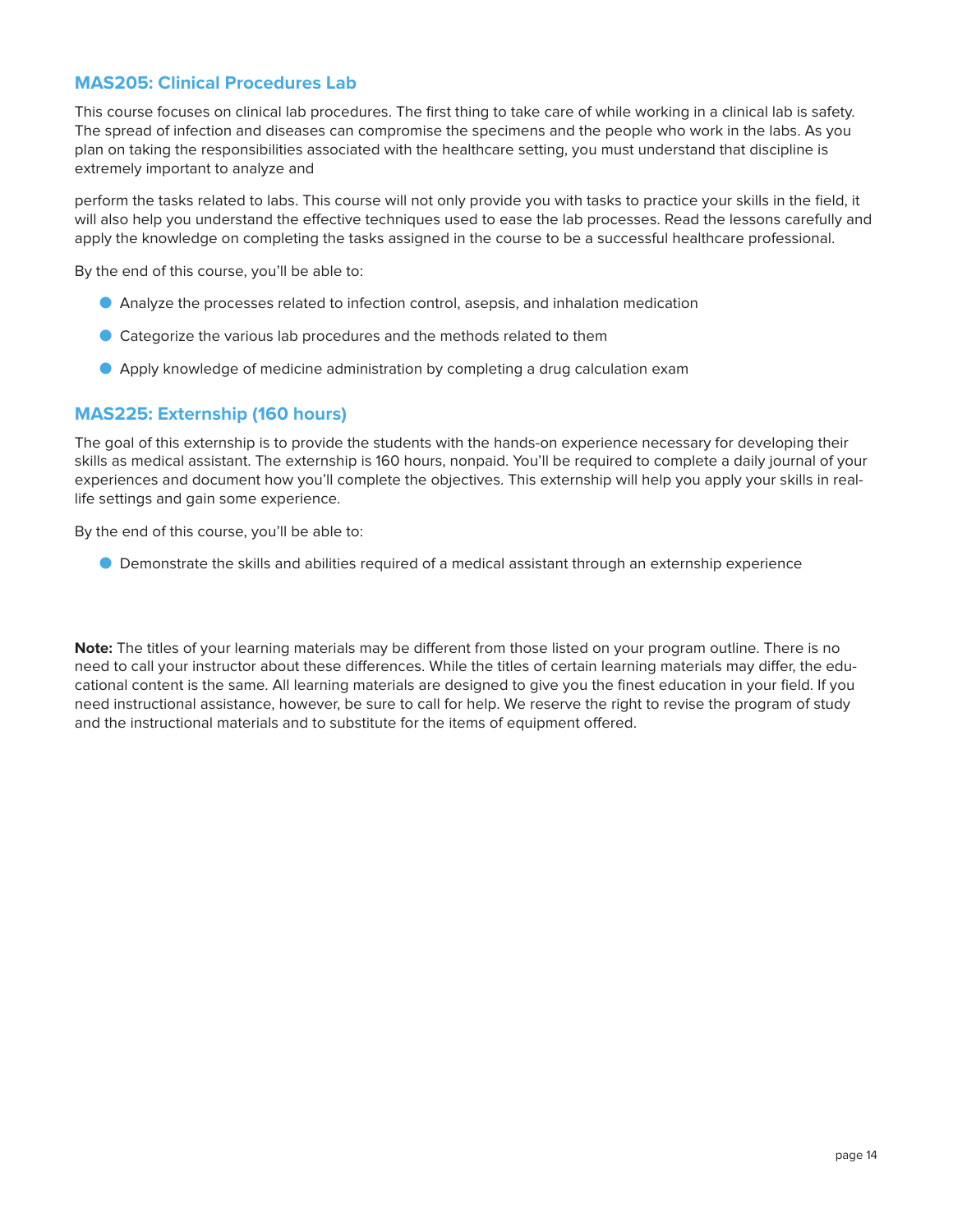### MAS205: Clinical Procedures Lab

This course focuses on clinical lab procedures. The first thing to take care of while working in a clinical lab is safety. The spread of infection and diseases can compromise the specimens and the people who work in the labs. As you plan on taking the responsibilities associated with the healthcare setting, you must understand that discipline is extremely important to analyze and

perform the tasks related to labs. This course will not only provide you with tasks to practice your skills in the field, it will also help you understand the effective techniques used to ease the lab processes. Read the lessons carefully and apply the knowledge on completing the tasks assigned in the course to be a successful healthcare professional.

By the end of this course, you'll be able to:

- Analyze the processes related to infection control, asepsis, and inhalation medication
- Categorize the various lab procedures and the methods related to them
- Apply knowledge of medicine administration by completing a drug calculation exam

### MAS225: Externship (160 hours)

The goal of this externship is to provide the students with the hands-on experience necessary for developing their skills as medical assistant. The externship is 160 hours, nonpaid. You'll be required to complete a daily journal of your experiences and document how you'll complete the objectives. This externship will help you apply your skills in real-life settings and gain some experience.

By the end of this course, you'll be able to:

- Demonstrate the skills and abilities required of a medical assistant through an externship experience

**Note:** The titles of your learning materials may be different from those listed on your program outline. There is no need to call your instructor about these differences. While the titles of certain learning materials may differ, the educational content is the same. All learning materials are designed to give you the finest education in your field. If you need instructional assistance, however, be sure to call for help. We reserve the right to revise the program of study and the instructional materials and to substitute for the items of equipment offered.